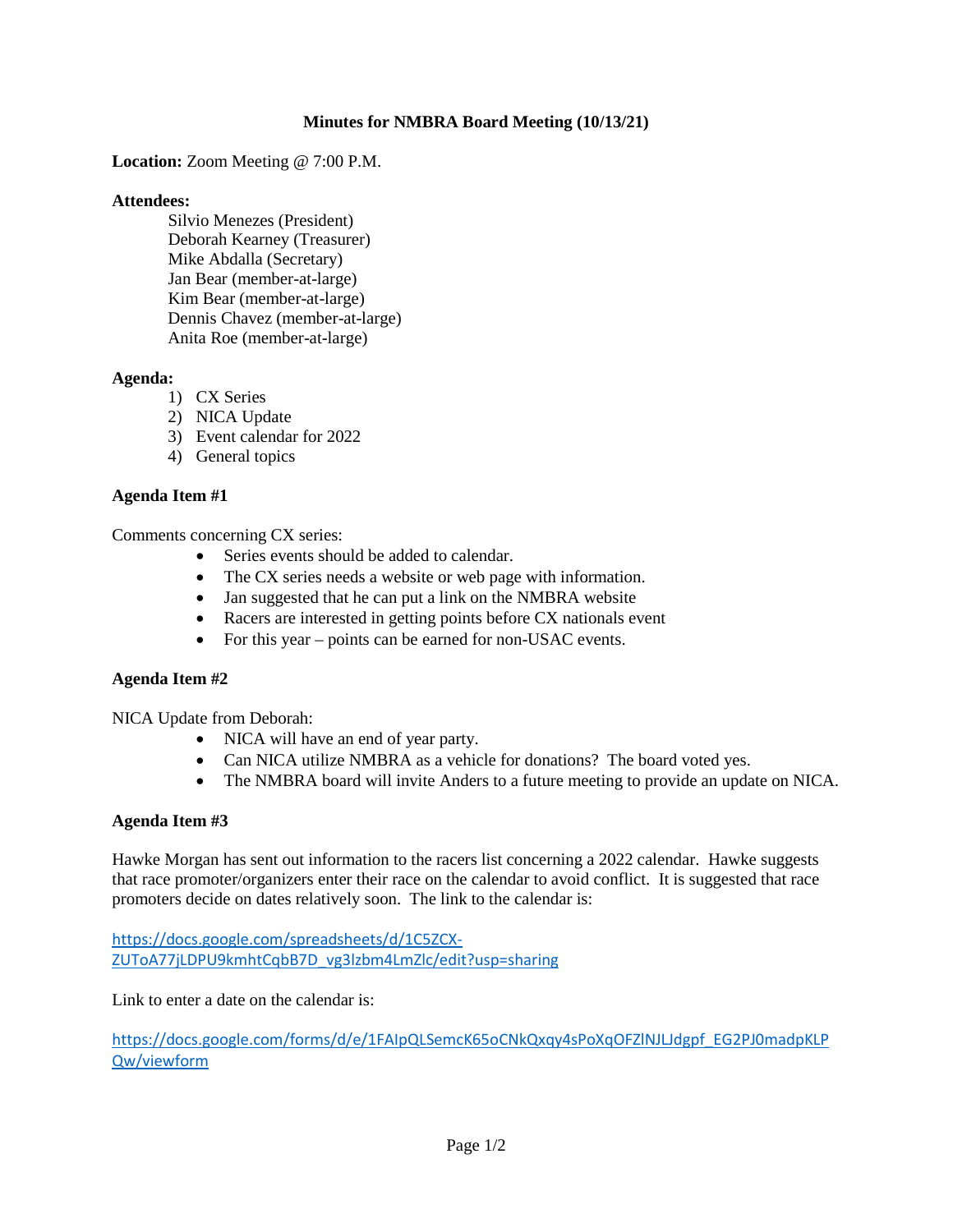# Minutes for NMBRA Board Meeting (10/13/21)

**Location:** Zoom Meeting @ 7:00 P.M.

**Attendees:**

Silvio Menezes (President)
Deborah Kearney (Treasurer)
Mike Abdalla (Secretary)
Jan Bear (member-at-large)
Kim Bear (member-at-large)
Dennis Chavez (member-at-large)
Anita Roe (member-at-large)

**Agenda:**

1) CX Series
2) NICA Update
3) Event calendar for 2022
4) General topics

**Agenda Item #1**

Comments concerning CX series:

- Series events should be added to calendar.
- The CX series needs a website or web page with information.
- Jan suggested that he can put a link on the NMBRA website
- Racers are interested in getting points before CX nationals event
- For this year – points can be earned for non-USAC events.

**Agenda Item #2**

NICA Update from Deborah:

- NICA will have an end of year party.
- Can NICA utilize NMBRA as a vehicle for donations? The board voted yes.
- The NMBRA board will invite Anders to a future meeting to provide an update on NICA.

**Agenda Item #3**

Hawke Morgan has sent out information to the racers list concerning a 2022 calendar. Hawke suggests that race promoter/organizers enter their race on the calendar to avoid conflict. It is suggested that race promoters decide on dates relatively soon. The link to the calendar is:

https://docs.google.com/spreadsheets/d/1C5ZCX-ZUToA77jLDPU9kmhtCqbB7D_vg3lzbm4LmZlc/edit?usp=sharing

Link to enter a date on the calendar is:

https://docs.google.com/forms/d/e/1FAIpQLSemcK65oCNkQxqy4sPoXqOFZlNJLJdgpf_EG2PJ0madpKLPQw/viewform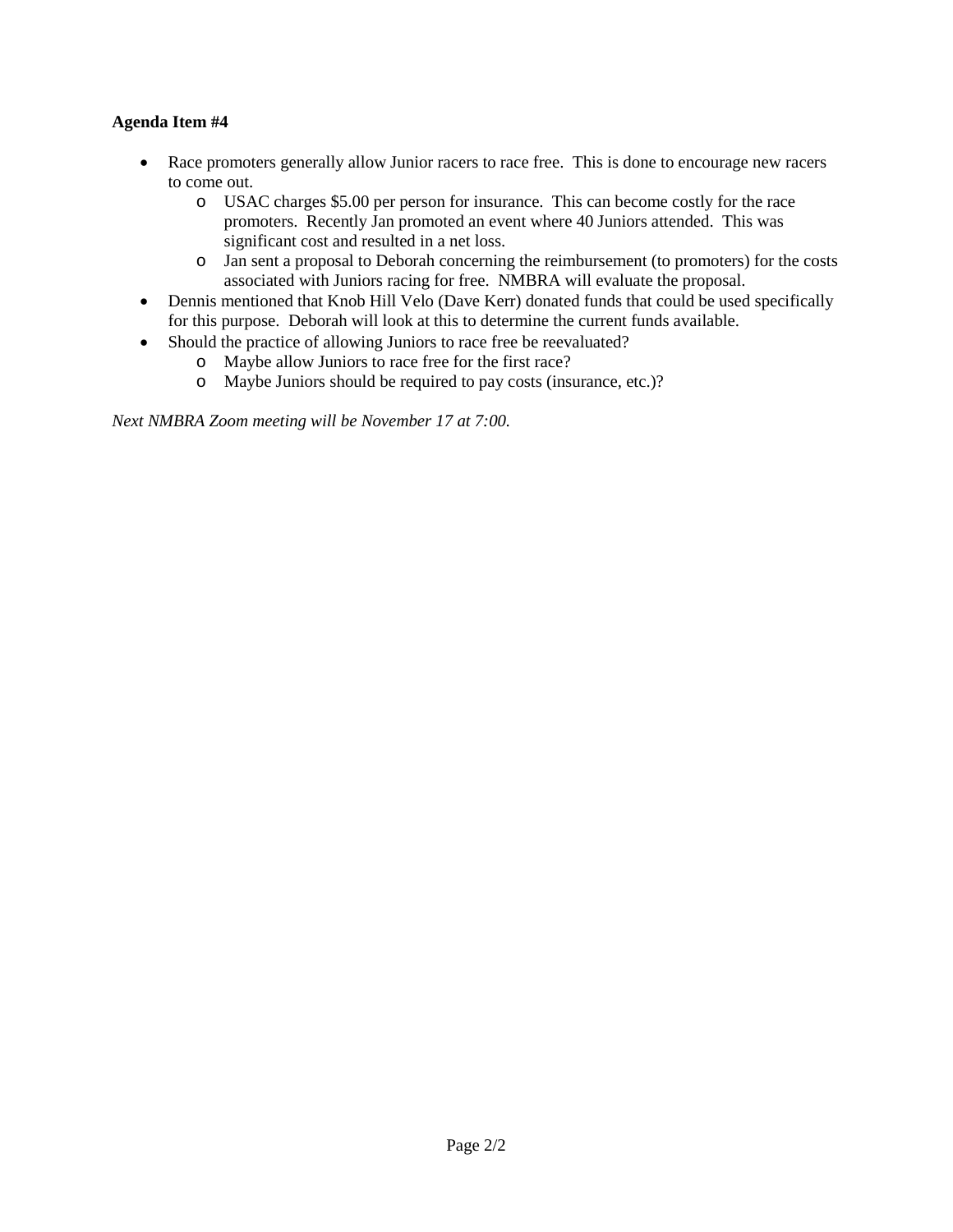**Agenda Item #4**

- Race promoters generally allow Junior racers to race free. This is done to encourage new racers to come out.
  - USAC charges $5.00 per person for insurance. This can become costly for the race promoters. Recently Jan promoted an event where 40 Juniors attended. This was significant cost and resulted in a net loss.
  - Jan sent a proposal to Deborah concerning the reimbursement (to promoters) for the costs associated with Juniors racing for free. NMBRA will evaluate the proposal.
- Dennis mentioned that Knob Hill Velo (Dave Kerr) donated funds that could be used specifically for this purpose. Deborah will look at this to determine the current funds available.
- Should the practice of allowing Juniors to race free be reevaluated?
  - Maybe allow Juniors to race free for the first race?
  - Maybe Juniors should be required to pay costs (insurance, etc.)?

*Next NMBRA Zoom meeting will be November 17 at 7:00.*